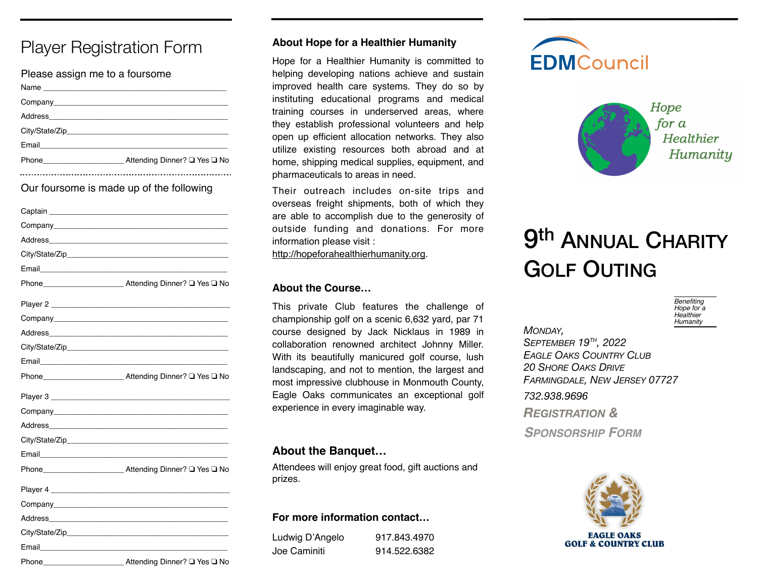# Player Registration Form

## Please assign me to a foursome

Name ____________________________________________

Company__________________________________________

Address__________________________________________

City/State/Zip___________________________________

Email____________________________________________

Phone__________________ Attending Dinner? ❑ Yes ❑ No

## Our foursome is made up of the following

Captain _________________________________________

Company__________________________________________

Address__________________________________________

City/State/Zip___________________________________

Email____________________________________________

Phone__________________ Attending Dinner? ❑ Yes ❑ No

Player 2 ________________________________________

Company__________________________________________

Address__________________________________________

City/State/Zip___________________________________

Email____________________________________________

Phone__________________ Attending Dinner? ❑ Yes ❑ No

Player 3 ________________________________________

Company__________________________________________

Address__________________________________________

City/State/Zip___________________________________

Email____________________________________________

Phone__________________ Attending Dinner? ❑ Yes ❑ No

Player 4 ________________________________________

Company__________________________________________

Address__________________________________________

City/State/Zip___________________________________

Email____________________________________________

Phone__________________ Attending Dinner? ❑ Yes ❑ No

### About Hope for a Healthier Humanity

Hope for a Healthier Humanity is committed to helping developing nations achieve and sustain improved health care systems. They do so by instituting educational programs and medical training courses in underserved areas, where they establish professional volunteers and help open up efficient allocation networks. They also utilize existing resources both abroad and at home, shipping medical supplies, equipment, and pharmaceuticals to areas in need.

Their outreach includes on-site trips and overseas freight shipments, both of which they are able to accomplish due to the generosity of outside funding and donations. For more information please visit : http://hopeforahealthierhumanity.org.

### About the Course…

This private Club features the challenge of championship golf on a scenic 6,632 yard, par 71 course designed by Jack Nicklaus in 1989 in collaboration renowned architect Johnny Miller. With its beautifully manicured golf course, lush landscaping, and not to mention, the largest and most impressive clubhouse in Monmouth County, Eagle Oaks communicates an exceptional golf experience in every imaginable way.

### About the Banquet…

Attendees will enjoy great food, gift auctions and prizes.

### For more information contact…

| | |
|---|---|
| Ludwig D'Angelo | 917.843.4970 |
| Joe Caminiti | 914.522.6382 |

EDMCouncil

*Hope for a Healthier Humanity*

# 9th Annual Charity Golf Outing

*Benefiting Hope for a Healthier Humanity*

*Monday,*
*September 19th, 2022*
*Eagle Oaks Country Club*
*20 Shore Oaks Drive*
*Farmingdale, New Jersey 07727*
*732.938.9696*

***Registration & Sponsorship Form***

EAGLE OAKS GOLF & COUNTRY CLUB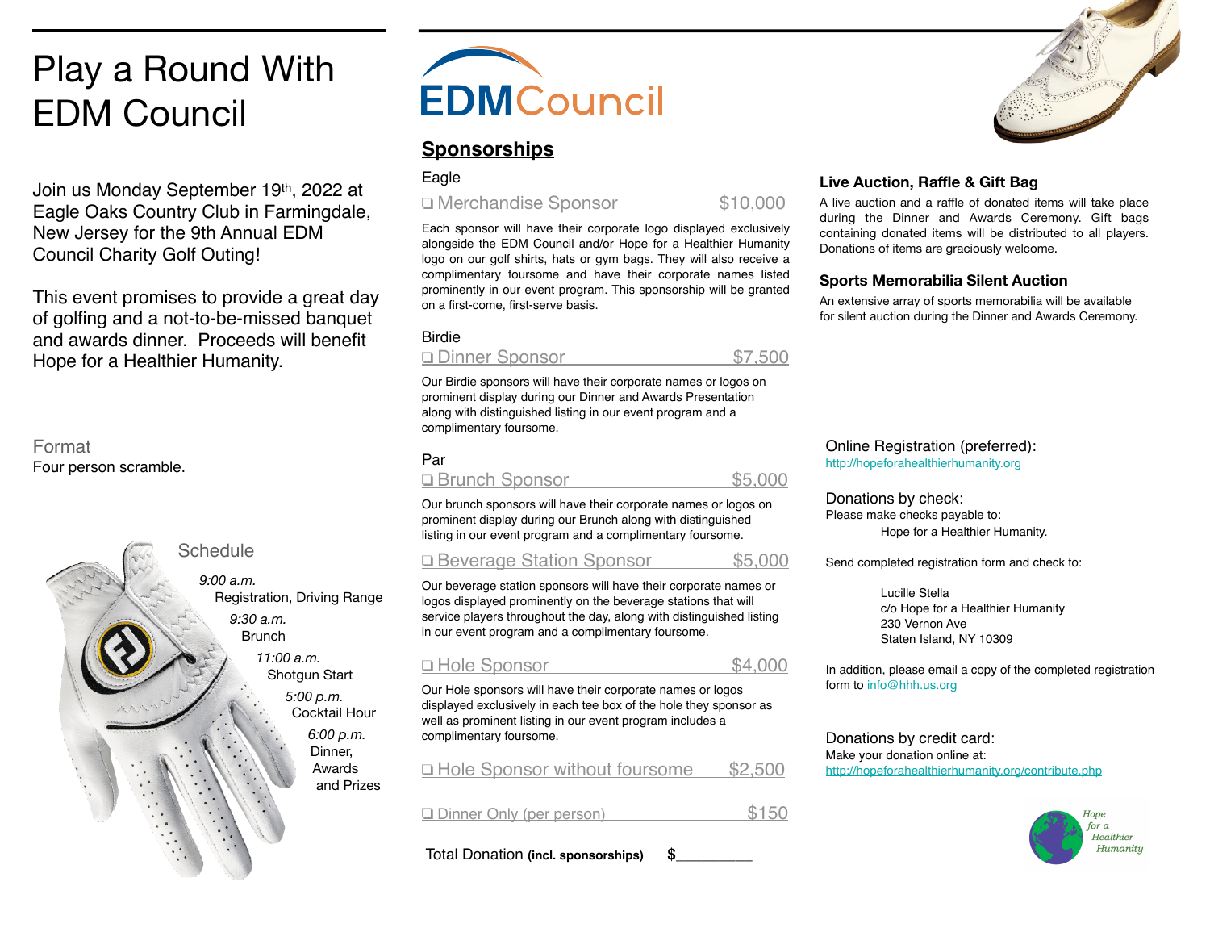# Play a Round With EDM Council

Join us Monday September 19th, 2022 at Eagle Oaks Country Club in Farmingdale, New Jersey for the 9th Annual EDM Council Charity Golf Outing!

This event promises to provide a great day of golfing and a not-to-be-missed banquet and awards dinner. Proceeds will benefit Hope for a Healthier Humanity.

### Format

Four person scramble.

### Schedule

*9:00 a.m.*
Registration, Driving Range

*9:30 a.m.*
Brunch

*11:00 a.m.*
Shotgun Start

*5:00 p.m.*
Cocktail Hour

*6:00 p.m.*
Dinner, Awards and Prizes

EDMCouncil

## Sponsorships

### Eagle

❑ Merchandise Sponsor $10,000

Each sponsor will have their corporate logo displayed exclusively alongside the EDM Council and/or Hope for a Healthier Humanity logo on our golf shirts, hats or gym bags. They will also receive a complimentary foursome and have their corporate names listed prominently in our event program. This sponsorship will be granted on a first-come, first-serve basis.

### Birdie

❑ Dinner Sponsor $7,500

Our Birdie sponsors will have their corporate names or logos on prominent display during our Dinner and Awards Presentation along with distinguished listing in our event program and a complimentary foursome.

### Par

❑ Brunch Sponsor $5,000

Our brunch sponsors will have their corporate names or logos on prominent display during our Brunch along with distinguished listing in our event program and a complimentary foursome.

❑ Beverage Station Sponsor $5,000

Our beverage station sponsors will have their corporate names or logos displayed prominently on the beverage stations that will service players throughout the day, along with distinguished listing in our event program and a complimentary foursome.

❑ Hole Sponsor $4,000

Our Hole sponsors will have their corporate names or logos displayed exclusively in each tee box of the hole they sponsor as well as prominent listing in our event program includes a complimentary foursome.

❑ Hole Sponsor without foursome $2,500

❑ Dinner Only (per person) $150

Total Donation **(incl. sponsorships)** $__________

### Live Auction, Raffle & Gift Bag

A live auction and a raffle of donated items will take place during the Dinner and Awards Ceremony. Gift bags containing donated items will be distributed to all players. Donations of items are graciously welcome.

### Sports Memorabilia Silent Auction

An extensive array of sports memorabilia will be available for silent auction during the Dinner and Awards Ceremony.

Online Registration (preferred):
http://hopeforahealthierhumanity.org

Donations by check:
Please make checks payable to:
Hope for a Healthier Humanity.

Send completed registration form and check to:

Lucille Stella
c/o Hope for a Healthier Humanity
230 Vernon Ave
Staten Island, NY 10309

In addition, please email a copy of the completed registration form to info@hhh.us.org

Donations by credit card:
Make your donation online at:
http://hopeforahealthierhumanity.org/contribute.php

Hope for a Healthier Humanity